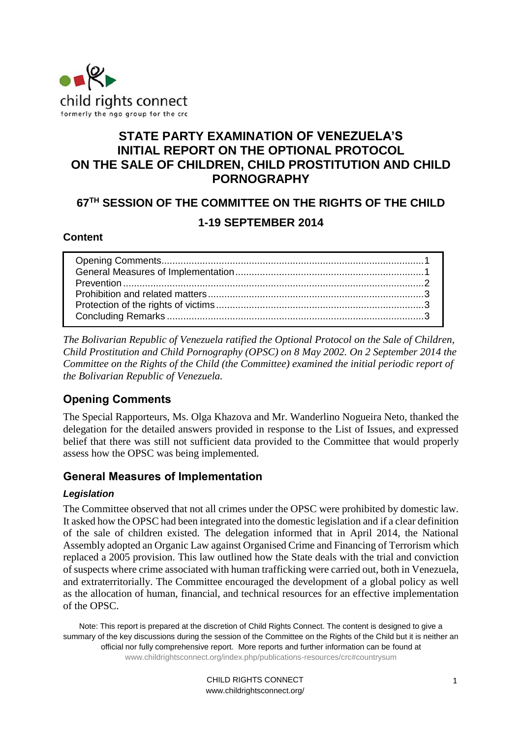child rights connect
formerly the ngo group for the crc

# STATE PARTY EXAMINATION OF VENEZUELA'S INITIAL REPORT ON THE OPTIONAL PROTOCOL ON THE SALE OF CHILDREN, CHILD PROSTITUTION AND CHILD PORNOGRAPHY

## 67TH SESSION OF THE COMMITTEE ON THE RIGHTS OF THE CHILD

## 1-19 SEPTEMBER 2014

**Content**

| | |
|---|---|
| Opening Comments | 1 |
| General Measures of Implementation | 1 |
| Prevention | 2 |
| Prohibition and related matters | 3 |
| Protection of the rights of victims | 3 |
| Concluding Remarks | 3 |

*The Bolivarian Republic of Venezuela ratified the Optional Protocol on the Sale of Children, Child Prostitution and Child Pornography (OPSC) on 8 May 2002. On 2 September 2014 the Committee on the Rights of the Child (the Committee) examined the initial periodic report of the Bolivarian Republic of Venezuela.*

## Opening Comments

The Special Rapporteurs, Ms. Olga Khazova and Mr. Wanderlino Nogueira Neto, thanked the delegation for the detailed answers provided in response to the List of Issues, and expressed belief that there was still not sufficient data provided to the Committee that would properly assess how the OPSC was being implemented.

## General Measures of Implementation

### *Legislation*

The Committee observed that not all crimes under the OPSC were prohibited by domestic law. It asked how the OPSC had been integrated into the domestic legislation and if a clear definition of the sale of children existed. The delegation informed that in April 2014, the National Assembly adopted an Organic Law against Organised Crime and Financing of Terrorism which replaced a 2005 provision. This law outlined how the State deals with the trial and conviction of suspects where crime associated with human trafficking were carried out, both in Venezuela, and extraterritorially. The Committee encouraged the development of a global policy as well as the allocation of human, financial, and technical resources for an effective implementation of the OPSC.

Note: This report is prepared at the discretion of Child Rights Connect. The content is designed to give a summary of the key discussions during the session of the Committee on the Rights of the Child but it is neither an official nor fully comprehensive report. More reports and further information can be found at www.childrightsconnect.org/index.php/publications-resources/crc#countrysum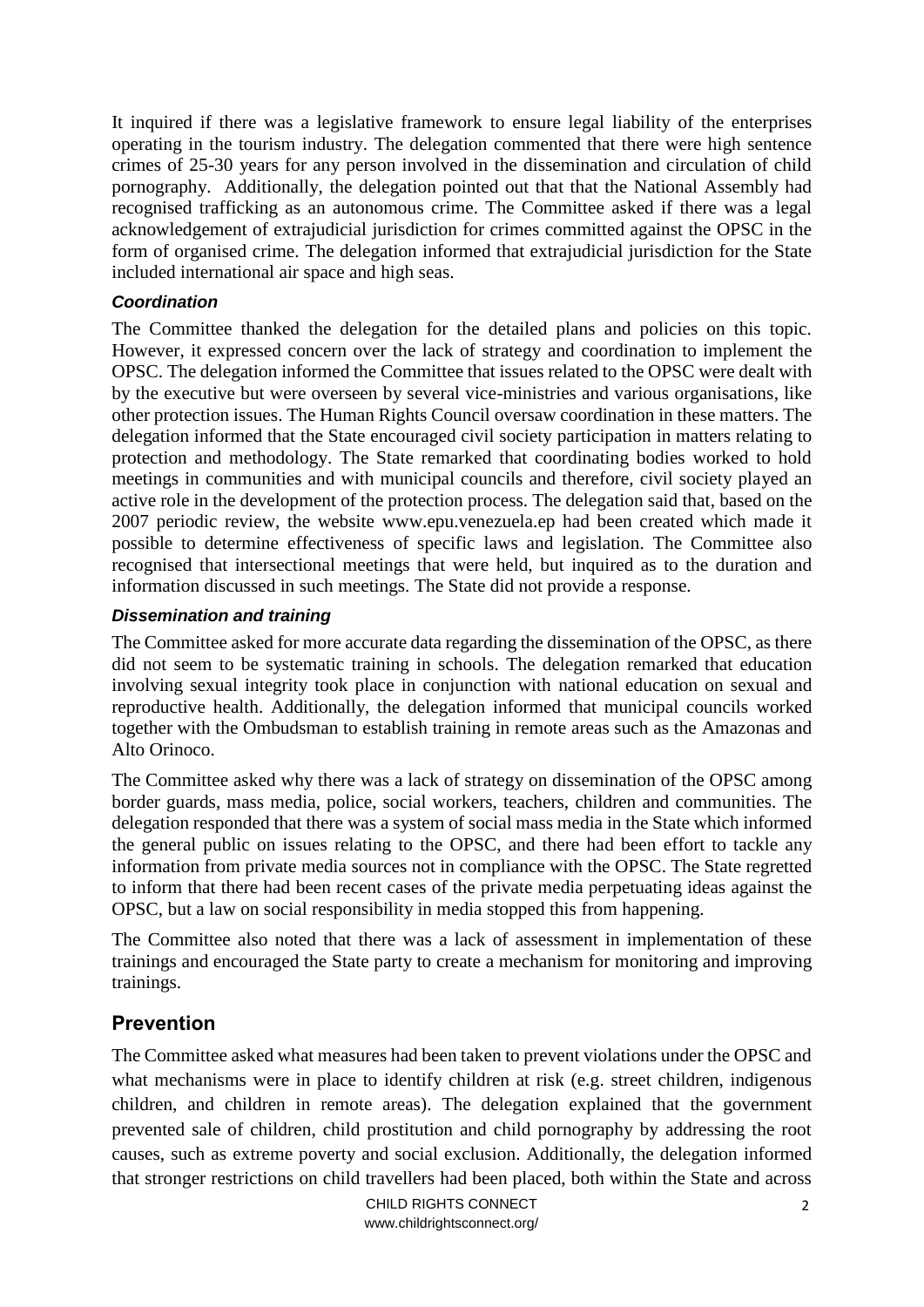It inquired if there was a legislative framework to ensure legal liability of the enterprises operating in the tourism industry. The delegation commented that there were high sentence crimes of 25-30 years for any person involved in the dissemination and circulation of child pornography. Additionally, the delegation pointed out that that the National Assembly had recognised trafficking as an autonomous crime. The Committee asked if there was a legal acknowledgement of extrajudicial jurisdiction for crimes committed against the OPSC in the form of organised crime. The delegation informed that extrajudicial jurisdiction for the State included international air space and high seas.

### *Coordination*

The Committee thanked the delegation for the detailed plans and policies on this topic. However, it expressed concern over the lack of strategy and coordination to implement the OPSC. The delegation informed the Committee that issues related to the OPSC were dealt with by the executive but were overseen by several vice-ministries and various organisations, like other protection issues. The Human Rights Council oversaw coordination in these matters. The delegation informed that the State encouraged civil society participation in matters relating to protection and methodology. The State remarked that coordinating bodies worked to hold meetings in communities and with municipal councils and therefore, civil society played an active role in the development of the protection process. The delegation said that, based on the 2007 periodic review, the website www.epu.venezuela.ep had been created which made it possible to determine effectiveness of specific laws and legislation. The Committee also recognised that intersectional meetings that were held, but inquired as to the duration and information discussed in such meetings. The State did not provide a response.

### *Dissemination and training*

The Committee asked for more accurate data regarding the dissemination of the OPSC, as there did not seem to be systematic training in schools. The delegation remarked that education involving sexual integrity took place in conjunction with national education on sexual and reproductive health. Additionally, the delegation informed that municipal councils worked together with the Ombudsman to establish training in remote areas such as the Amazonas and Alto Orinoco.

The Committee asked why there was a lack of strategy on dissemination of the OPSC among border guards, mass media, police, social workers, teachers, children and communities. The delegation responded that there was a system of social mass media in the State which informed the general public on issues relating to the OPSC, and there had been effort to tackle any information from private media sources not in compliance with the OPSC. The State regretted to inform that there had been recent cases of the private media perpetuating ideas against the OPSC, but a law on social responsibility in media stopped this from happening.

The Committee also noted that there was a lack of assessment in implementation of these trainings and encouraged the State party to create a mechanism for monitoring and improving trainings.

## Prevention

The Committee asked what measures had been taken to prevent violations under the OPSC and what mechanisms were in place to identify children at risk (e.g. street children, indigenous children, and children in remote areas). The delegation explained that the government prevented sale of children, child prostitution and child pornography by addressing the root causes, such as extreme poverty and social exclusion. Additionally, the delegation informed that stronger restrictions on child travellers had been placed, both within the State and across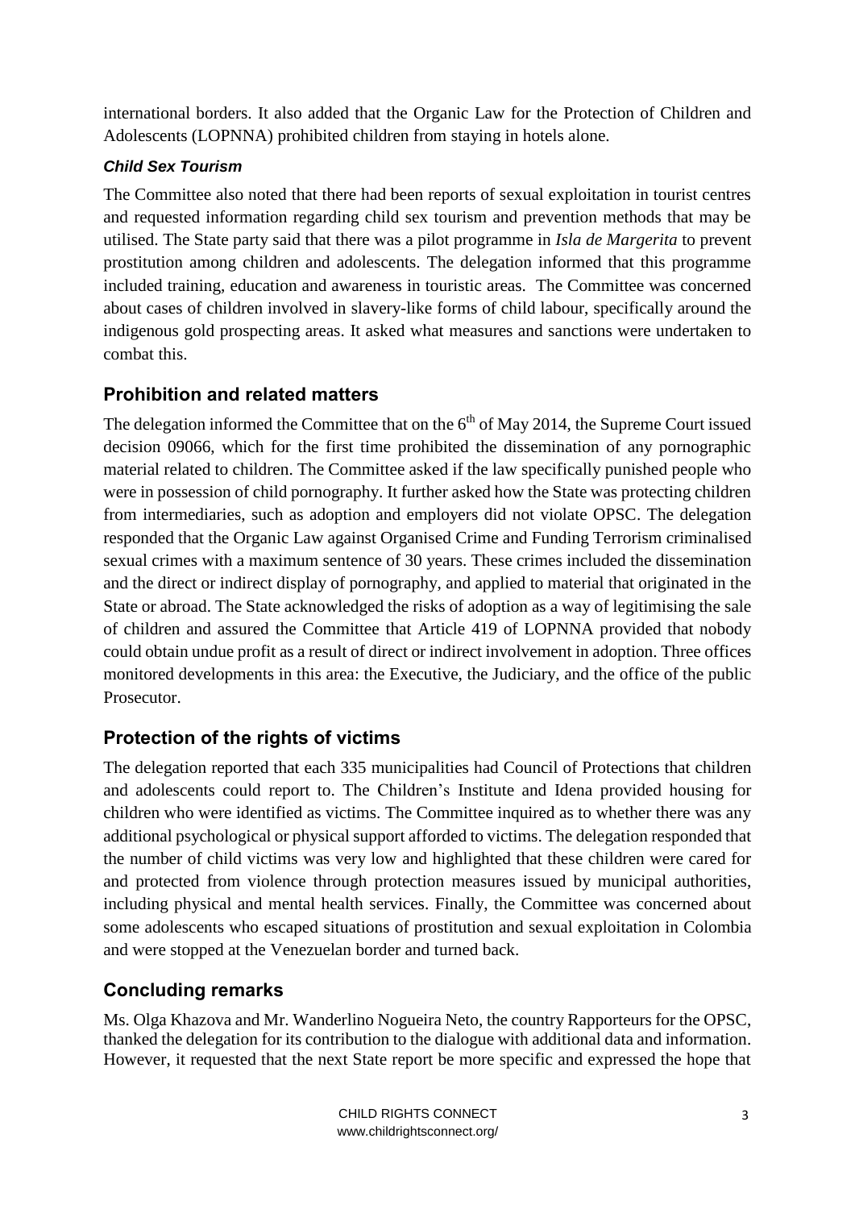international borders. It also added that the Organic Law for the Protection of Children and Adolescents (LOPNNA) prohibited children from staying in hotels alone.

#### *Child Sex Tourism*

The Committee also noted that there had been reports of sexual exploitation in tourist centres and requested information regarding child sex tourism and prevention methods that may be utilised. The State party said that there was a pilot programme in *Isla de Margerita* to prevent prostitution among children and adolescents. The delegation informed that this programme included training, education and awareness in touristic areas. The Committee was concerned about cases of children involved in slavery-like forms of child labour, specifically around the indigenous gold prospecting areas. It asked what measures and sanctions were undertaken to combat this.

### Prohibition and related matters

The delegation informed the Committee that on the 6th of May 2014, the Supreme Court issued decision 09066, which for the first time prohibited the dissemination of any pornographic material related to children. The Committee asked if the law specifically punished people who were in possession of child pornography. It further asked how the State was protecting children from intermediaries, such as adoption and employers did not violate OPSC. The delegation responded that the Organic Law against Organised Crime and Funding Terrorism criminalised sexual crimes with a maximum sentence of 30 years. These crimes included the dissemination and the direct or indirect display of pornography, and applied to material that originated in the State or abroad. The State acknowledged the risks of adoption as a way of legitimising the sale of children and assured the Committee that Article 419 of LOPNNA provided that nobody could obtain undue profit as a result of direct or indirect involvement in adoption. Three offices monitored developments in this area: the Executive, the Judiciary, and the office of the public Prosecutor.

### Protection of the rights of victims

The delegation reported that each 335 municipalities had Council of Protections that children and adolescents could report to. The Children's Institute and Idena provided housing for children who were identified as victims. The Committee inquired as to whether there was any additional psychological or physical support afforded to victims. The delegation responded that the number of child victims was very low and highlighted that these children were cared for and protected from violence through protection measures issued by municipal authorities, including physical and mental health services. Finally, the Committee was concerned about some adolescents who escaped situations of prostitution and sexual exploitation in Colombia and were stopped at the Venezuelan border and turned back.

### Concluding remarks

Ms. Olga Khazova and Mr. Wanderlino Nogueira Neto, the country Rapporteurs for the OPSC, thanked the delegation for its contribution to the dialogue with additional data and information. However, it requested that the next State report be more specific and expressed the hope that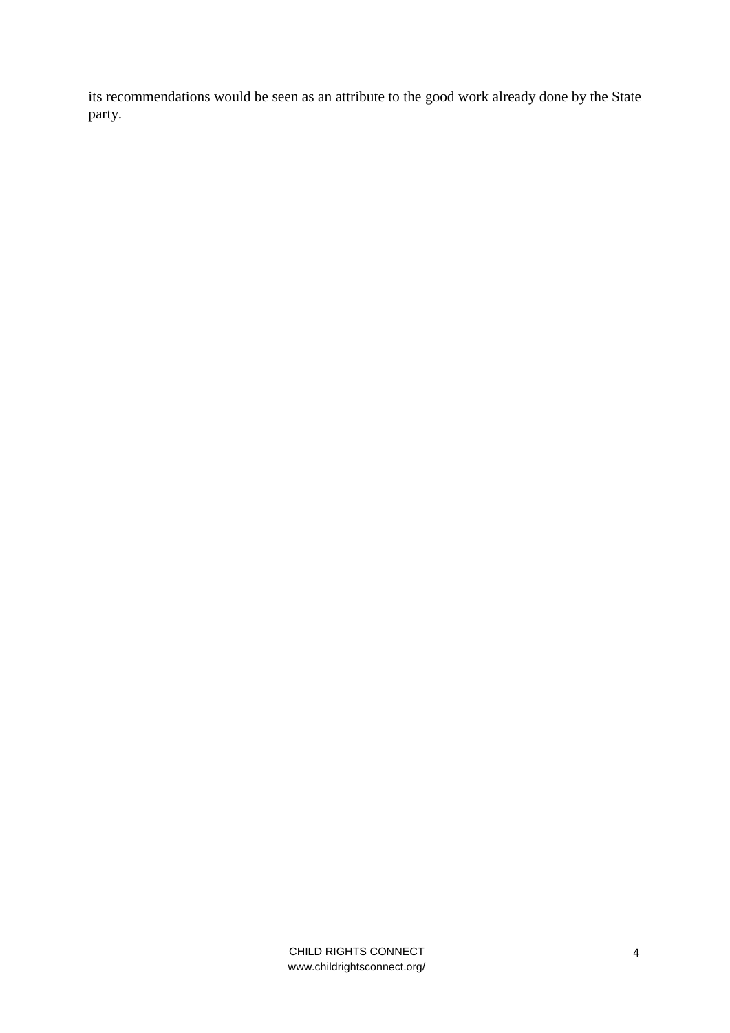its recommendations would be seen as an attribute to the good work already done by the State party.